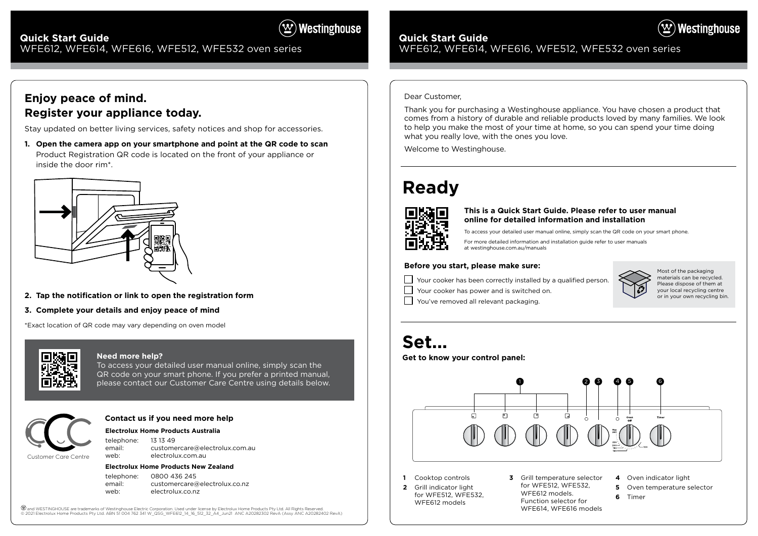# Quick Start Guide
WFE612, WFE614, WFE616, WFE512, WFE532 oven series

## Enjoy peace of mind. Register your appliance today.

Stay updated on better living services, safety notices and shop for accessories.

1. **Open the camera app on your smartphone and point at the QR code to scan**
   Product Registration QR code is located on the front of your appliance or inside the door rim*.
2. **Tap the notification or link to open the registration form**
3. **Complete your details and enjoy peace of mind**

*Exact location of QR code may vary depending on oven model

### Need more help?

To access your detailed user manual online, simply scan the QR code on your smart phone. If you prefer a printed manual, please contact our Customer Care Centre using details below.

### Contact us if you need more help

Customer Care Centre

**Electrolux Home Products Australia**

telephone: 13 13 49
email: customercare@electrolux.com.au
web: electrolux.com.au

**Electrolux Home Products New Zealand**

telephone: 0800 436 245
email: customercare@electrolux.co.nz
web: electrolux.co.nz

and WESTINGHOUSE are trademarks of Westinghouse Electric Corporation. Used under license by Electrolux Home Products Pty Ltd. All Rights Reserved.
© 2021 Electrolux Home Products Pty Ltd. ABN 51 004 762 341 W_QSG_WFE612_14_16_512_32_A4_Jun21 ANC A20282302 RevA (Assy ANC A20282402 RevA)

Dear Customer,

Thank you for purchasing a Westinghouse appliance. You have chosen a product that comes from a history of durable and reliable products loved by many families. We look to help you make the most of your time at home, so you can spend your time doing what you really love, with the ones you love.

Welcome to Westinghouse.

## Ready

**This is a Quick Start Guide. Please refer to user manual online for detailed information and installation**

To access your detailed user manual online, simply scan the QR code on your smart phone.

For more detailed information and installation guide refer to user manuals at westinghouse.com.au/manuals

**Before you start, please make sure:**

- [ ] Your cooker has been correctly installed by a qualified person.
- [ ] Your cooker has power and is switched on.
- [ ] You've removed all relevant packaging.

Most of the packaging materials can be recycled. Please dispose of them at your local recycling centre or in your own recycling bin.

## Set...

**Get to know your control panel:**

1. Cooktop controls
2. Grill indicator light for WFE512, WFE532, WFE612 models
3. Grill temperature selector for WFE512, WFE532, WFE612 models. Function selector for WFE614, WFE616 models
4. Oven indicator light
5. Oven temperature selector
6. Timer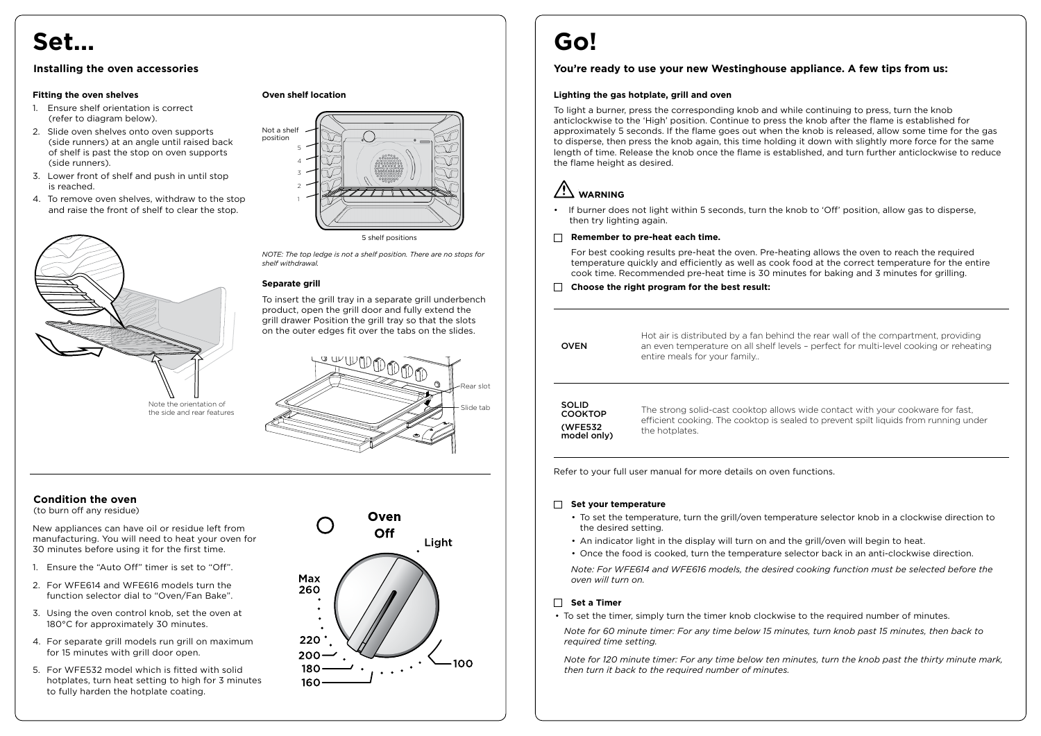# Set...

### Installing the oven accessories

#### Fitting the oven shelves

1. Ensure shelf orientation is correct (refer to diagram below).
2. Slide oven shelves onto oven supports (side runners) at an angle until raised back of shelf is past the stop on oven supports (side runners).
3. Lower front of shelf and push in until stop is reached.
4. To remove oven shelves, withdraw to the stop and raise the front of shelf to clear the stop.

Note the orientation of the side and rear features

#### Oven shelf location

Not a shelf position

5

4

3

2

1

5 shelf positions

*NOTE: The top ledge is not a shelf position. There are no stops for shelf withdrawal.*

#### Separate grill

To insert the grill tray in a separate grill underbench product, open the grill door and fully extend the grill drawer Position the grill tray so that the slots on the outer edges fit over the tabs on the slides.

Rear slot

Slide tab

### Condition the oven

(to burn off any residue)

New appliances can have oil or residue left from manufacturing. You will need to heat your oven for 30 minutes before using it for the first time.

1. Ensure the "Auto Off" timer is set to "Off".
2. For WFE614 and WFE616 models turn the function selector dial to "Oven/Fan Bake".
3. Using the oven control knob, set the oven at 180°C for approximately 30 minutes.
4. For separate grill models run grill on maximum for 15 minutes with grill door open.
5. For WFE532 model which is fitted with solid hotplates, turn heat setting to high for 3 minutes to fully harden the hotplate coating.

Oven Off

Light

Max 260

220

200

180

160

100

# Go!

### You're ready to use your new Westinghouse appliance. A few tips from us:

#### Lighting the gas hotplate, grill and oven

To light a burner, press the corresponding knob and while continuing to press, turn the knob anticlockwise to the 'High' position. Continue to press the knob after the flame is established for approximately 5 seconds. If the flame goes out when the knob is released, allow some time for the gas to disperse, then press the knob again, this time holding it down with slightly more force for the same length of time. Release the knob once the flame is established, and turn further anticlockwise to reduce the flame height as desired.

#### ⚠ WARNING

- If burner does not light within 5 seconds, turn the knob to 'Off' position, allow gas to disperse, then try lighting again.

☐ **Remember to pre-heat each time.**

For best cooking results pre-heat the oven. Pre-heating allows the oven to reach the required temperature quickly and efficiently as well as cook food at the correct temperature for the entire cook time. Recommended pre-heat time is 30 minutes for baking and 3 minutes for grilling.

☐ **Choose the right program for the best result:**

| | |
|---|---|
| OVEN | Hot air is distributed by a fan behind the rear wall of the compartment, providing an even temperature on all shelf levels – perfect for multi-level cooking or reheating entire meals for your family.. |
| SOLID COOKTOP (WFE532 model only) | The strong solid-cast cooktop allows wide contact with your cookware for fast, efficient cooking. The cooktop is sealed to prevent spilt liquids from running under the hotplates. |

Refer to your full user manual for more details on oven functions.

☐ **Set your temperature**

- To set the temperature, turn the grill/oven temperature selector knob in a clockwise direction to the desired setting.
- An indicator light in the display will turn on and the grill/oven will begin to heat.
- Once the food is cooked, turn the temperature selector back in an anti-clockwise direction.

*Note: For WFE614 and WFE616 models, the desired cooking function must be selected before the oven will turn on.*

☐ **Set a Timer**

- To set the timer, simply turn the timer knob clockwise to the required number of minutes.

*Note for 60 minute timer: For any time below 15 minutes, turn knob past 15 minutes, then back to required time setting.*

*Note for 120 minute timer: For any time below ten minutes, turn the knob past the thirty minute mark, then turn it back to the required number of minutes.*